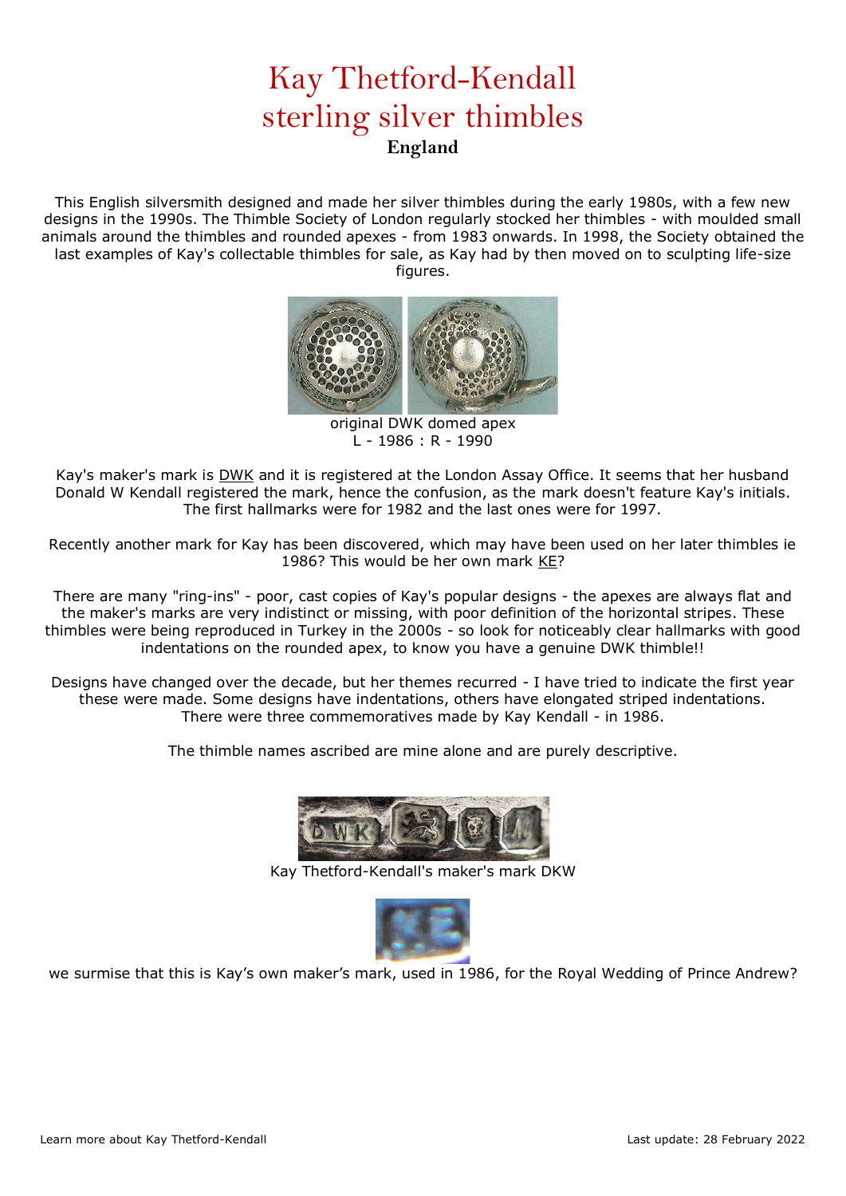# Kay Thetford-Kendall sterling silver thimbles

**England**

This English silversmith designed and made her silver thimbles during the early 1980s, with a few new designs in the 1990s. The Thimble Society of London regularly stocked her thimbles - with moulded small animals around the thimbles and rounded apexes - from 1983 onwards. In 1998, the Society obtained the last examples of Kay's collectable thimbles for sale, as Kay had by then moved on to sculpting life-size figures.

original DWK domed apex
L - 1986 : R - 1990

Kay's maker's mark is DWK and it is registered at the London Assay Office. It seems that her husband Donald W Kendall registered the mark, hence the confusion, as the mark doesn't feature Kay's initials. The first hallmarks were for 1982 and the last ones were for 1997.

Recently another mark for Kay has been discovered, which may have been used on her later thimbles ie 1986? This would be her own mark KE?

There are many "ring-ins" - poor, cast copies of Kay's popular designs - the apexes are always flat and the maker's marks are very indistinct or missing, with poor definition of the horizontal stripes. These thimbles were being reproduced in Turkey in the 2000s - so look for noticeably clear hallmarks with good indentations on the rounded apex, to know you have a genuine DWK thimble!!

Designs have changed over the decade, but her themes recurred - I have tried to indicate the first year these were made. Some designs have indentations, others have elongated striped indentations. There were three commemoratives made by Kay Kendall - in 1986.

The thimble names ascribed are mine alone and are purely descriptive.

Kay Thetford-Kendall's maker's mark DKW

we surmise that this is Kay's own maker's mark, used in 1986, for the Royal Wedding of Prince Andrew?

Learn more about Kay Thetford-Kendall

Last update: 28 February 2022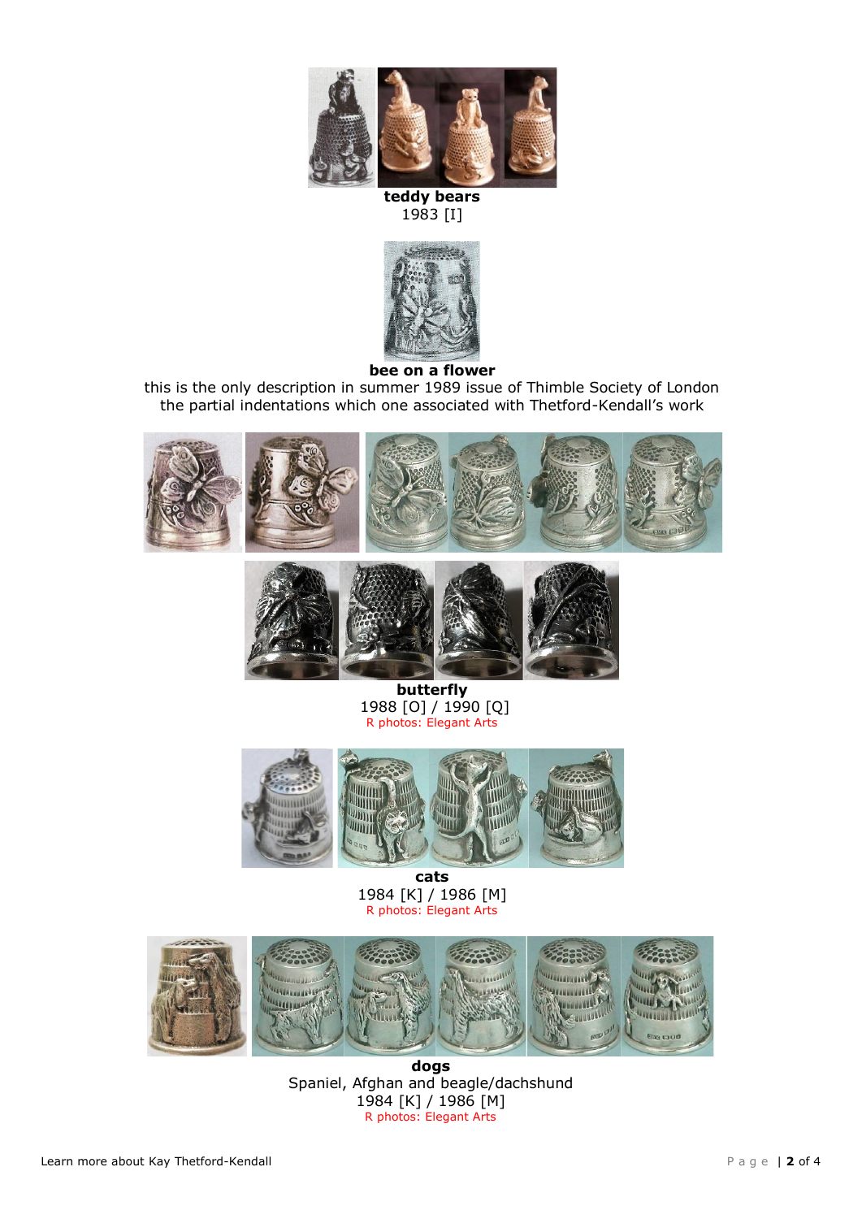**teddy bears**
1983 [I]

**bee on a flower**
this is the only description in summer 1989 issue of Thimble Society of London
the partial indentations which one associated with Thetford-Kendall's work

**butterfly**
1988 [O] / 1990 [Q]
R photos: Elegant Arts

**cats**
1984 [K] / 1986 [M]
R photos: Elegant Arts

**dogs**
Spaniel, Afghan and beagle/dachshund
1984 [K] / 1986 [M]
R photos: Elegant Arts

Learn more about Kay Thetford-Kendall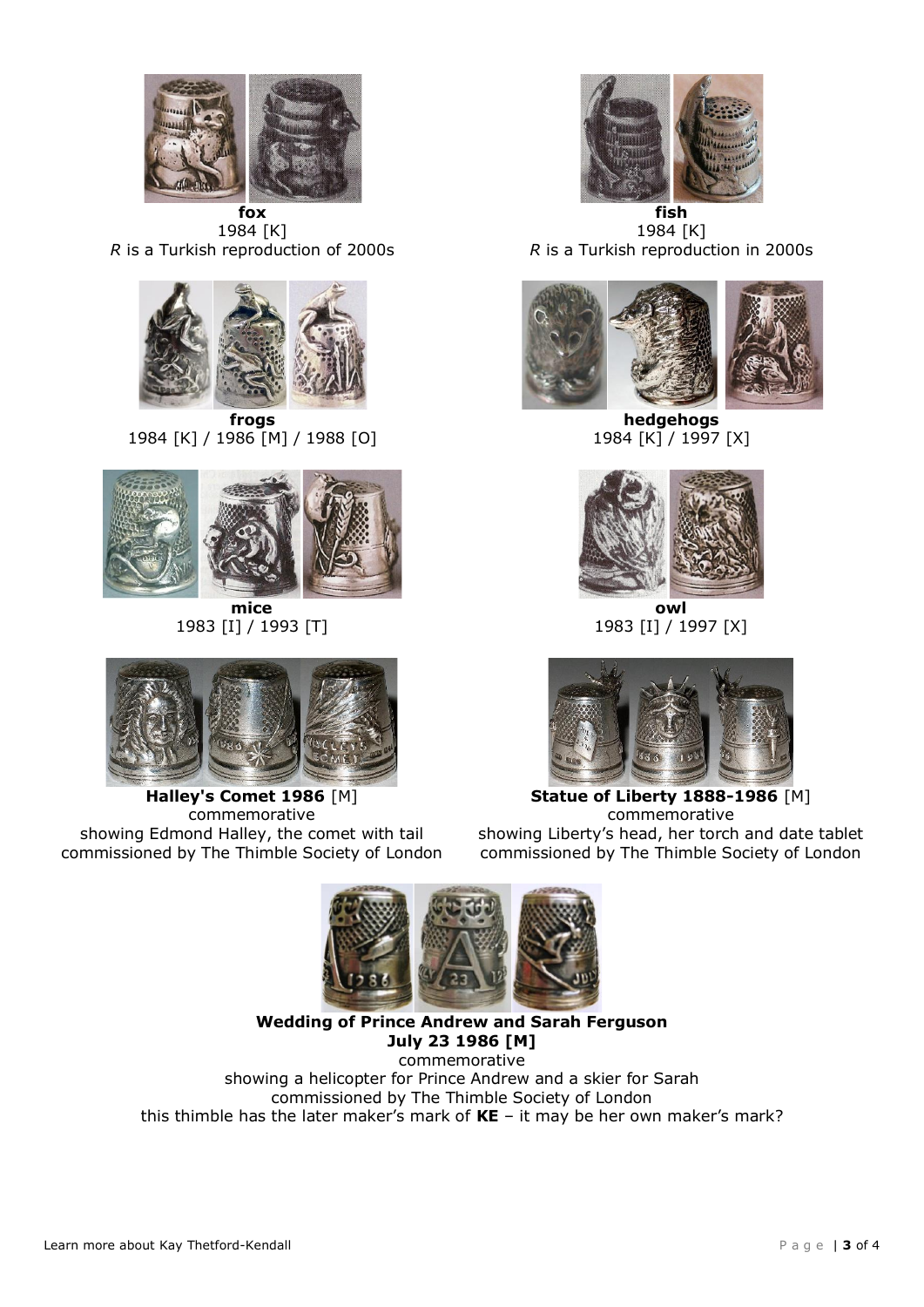**fox**
1984 [K]
*R* is a Turkish reproduction of 2000s

**fish**
1984 [K]
*R* is a Turkish reproduction in 2000s

**frogs**
1984 [K] / 1986 [M] / 1988 [O]

**hedgehogs**
1984 [K] / 1997 [X]

**mice**
1983 [I] / 1993 [T]

**owl**
1983 [I] / 1997 [X]

**Halley's Comet 1986** [M]
commemorative
showing Edmond Halley, the comet with tail
commissioned by The Thimble Society of London

**Statue of Liberty 1888-1986** [M]
commemorative
showing Liberty's head, her torch and date tablet
commissioned by The Thimble Society of London

**Wedding of Prince Andrew and Sarah Ferguson**
**July 23 1986 [M]**
commemorative
showing a helicopter for Prince Andrew and a skier for Sarah
commissioned by The Thimble Society of London
this thimble has the later maker's mark of **KE** – it may be her own maker's mark?

Learn more about Kay Thetford-Kendall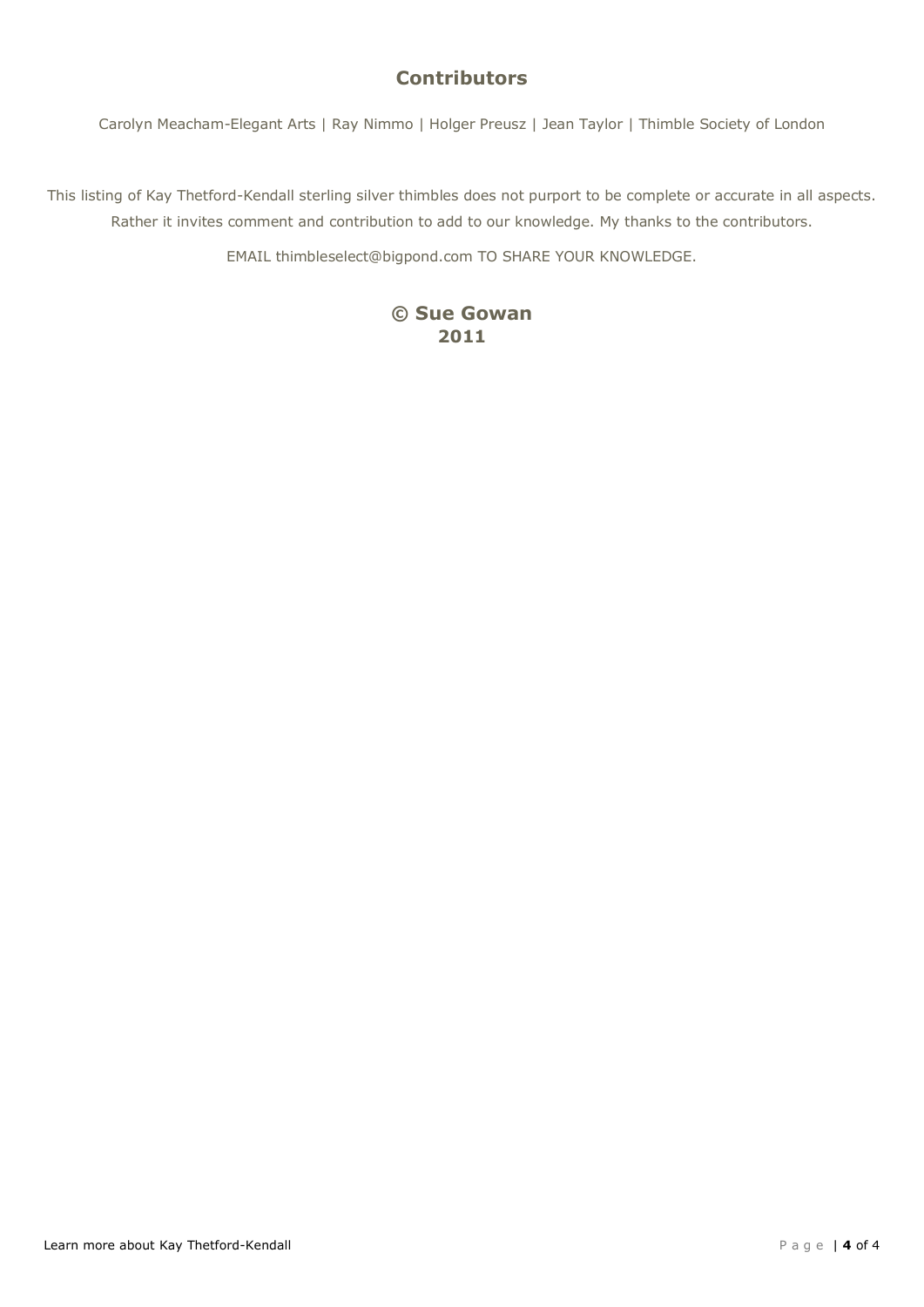## Contributors

Carolyn Meacham-Elegant Arts | Ray Nimmo | Holger Preusz | Jean Taylor | Thimble Society of London

This listing of Kay Thetford-Kendall sterling silver thimbles does not purport to be complete or accurate in all aspects. Rather it invites comment and contribution to add to our knowledge. My thanks to the contributors.

EMAIL thimbleselect@bigpond.com TO SHARE YOUR KNOWLEDGE.

**© Sue Gowan**
**2011**